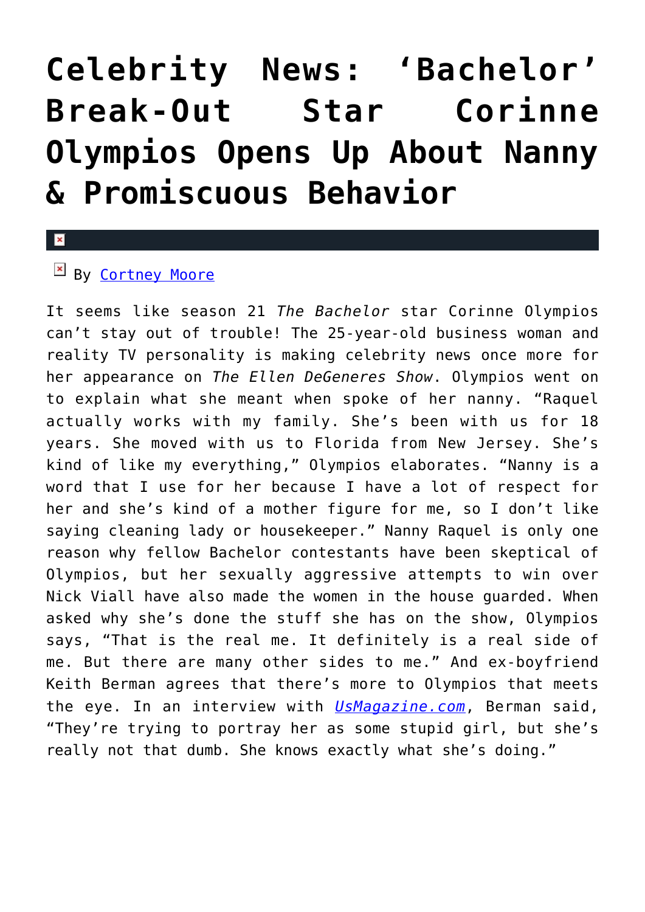# Celebrity News: 'Bachelor' Break-Out Star Corinne Olympios Opens Up About Nanny & Promiscuous Behavior

By [Cortney Moore]

It seems like season 21 *The Bachelor* star Corinne Olympios can't stay out of trouble! The 25-year-old business woman and reality TV personality is making celebrity news once more for her appearance on *The Ellen DeGeneres Show*. Olympios went on to explain what she meant when spoke of her nanny. "Raquel actually works with my family. She's been with us for 18 years. She moved with us to Florida from New Jersey. She's kind of like my everything," Olympios elaborates. "Nanny is a word that I use for her because I have a lot of respect for her and she's kind of a mother figure for me, so I don't like saying cleaning lady or housekeeper." Nanny Raquel is only one reason why fellow Bachelor contestants have been skeptical of Olympios, but her sexually aggressive attempts to win over Nick Viall have also made the women in the house guarded. When asked why she's done the stuff she has on the show, Olympios says, "That is the real me. It definitely is a real side of me. But there are many other sides to me." And ex-boyfriend Keith Berman agrees that there's more to Olympios that meets the eye. In an interview with *[UsMagazine.com]*, Berman said, "They're trying to portray her as some stupid girl, but she's really not that dumb. She knows exactly what she's doing."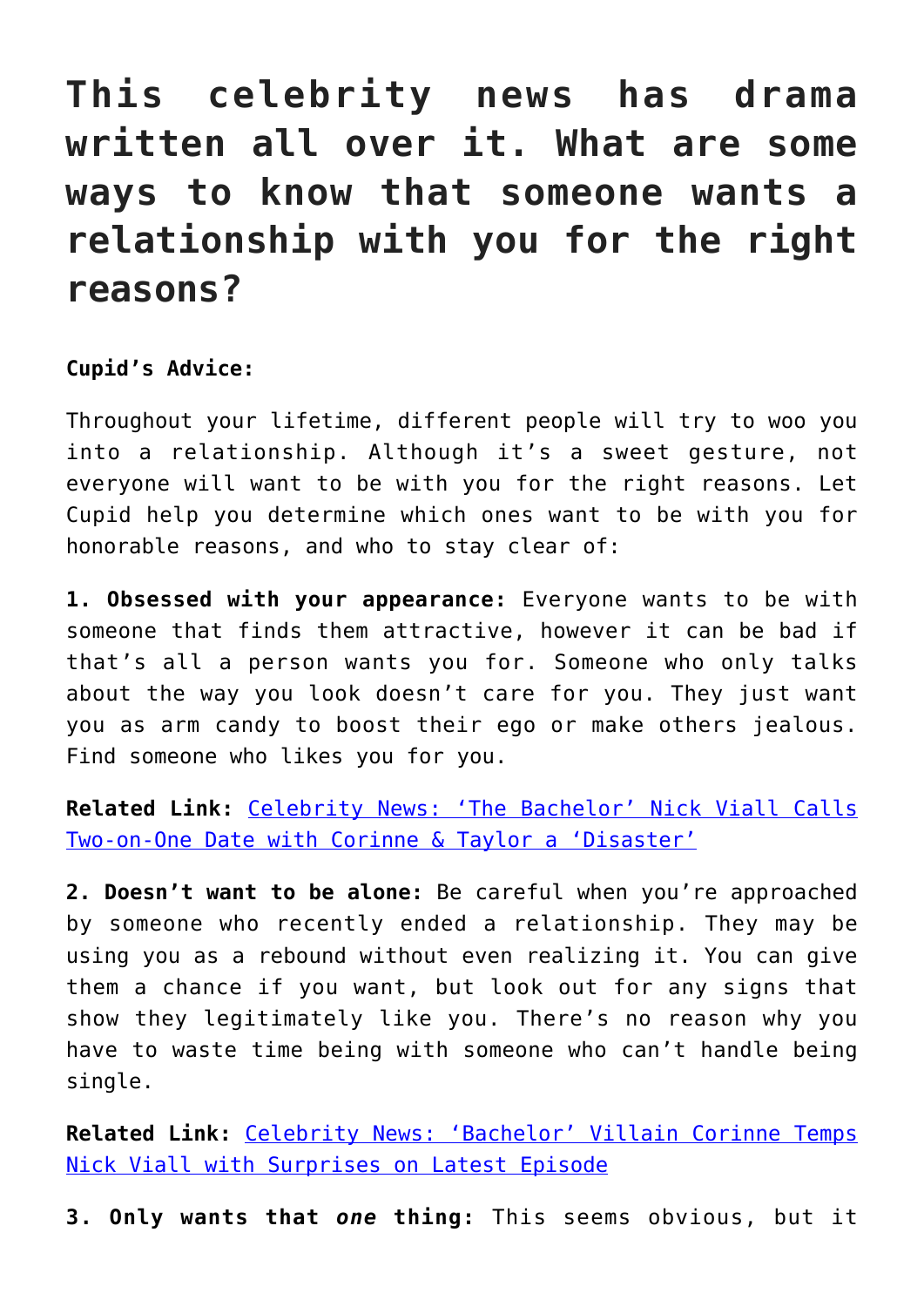# This celebrity news has drama written all over it. What are some ways to know that someone wants a relationship with you for the right reasons?

**Cupid's Advice:**

Throughout your lifetime, different people will try to woo you into a relationship. Although it's a sweet gesture, not everyone will want to be with you for the right reasons. Let Cupid help you determine which ones want to be with you for honorable reasons, and who to stay clear of:

**1. Obsessed with your appearance:** Everyone wants to be with someone that finds them attractive, however it can be bad if that's all a person wants you for. Someone who only talks about the way you look doesn't care for you. They just want you as arm candy to boost their ego or make others jealous. Find someone who likes you for you.

**Related Link:** Celebrity News: 'The Bachelor' Nick Viall Calls Two-on-One Date with Corinne & Taylor a 'Disaster'

**2. Doesn't want to be alone:** Be careful when you're approached by someone who recently ended a relationship. They may be using you as a rebound without even realizing it. You can give them a chance if you want, but look out for any signs that show they legitimately like you. There's no reason why you have to waste time being with someone who can't handle being single.

**Related Link:** Celebrity News: 'Bachelor' Villain Corinne Temps Nick Viall with Surprises on Latest Episode

**3. Only wants that *one* thing:** This seems obvious, but it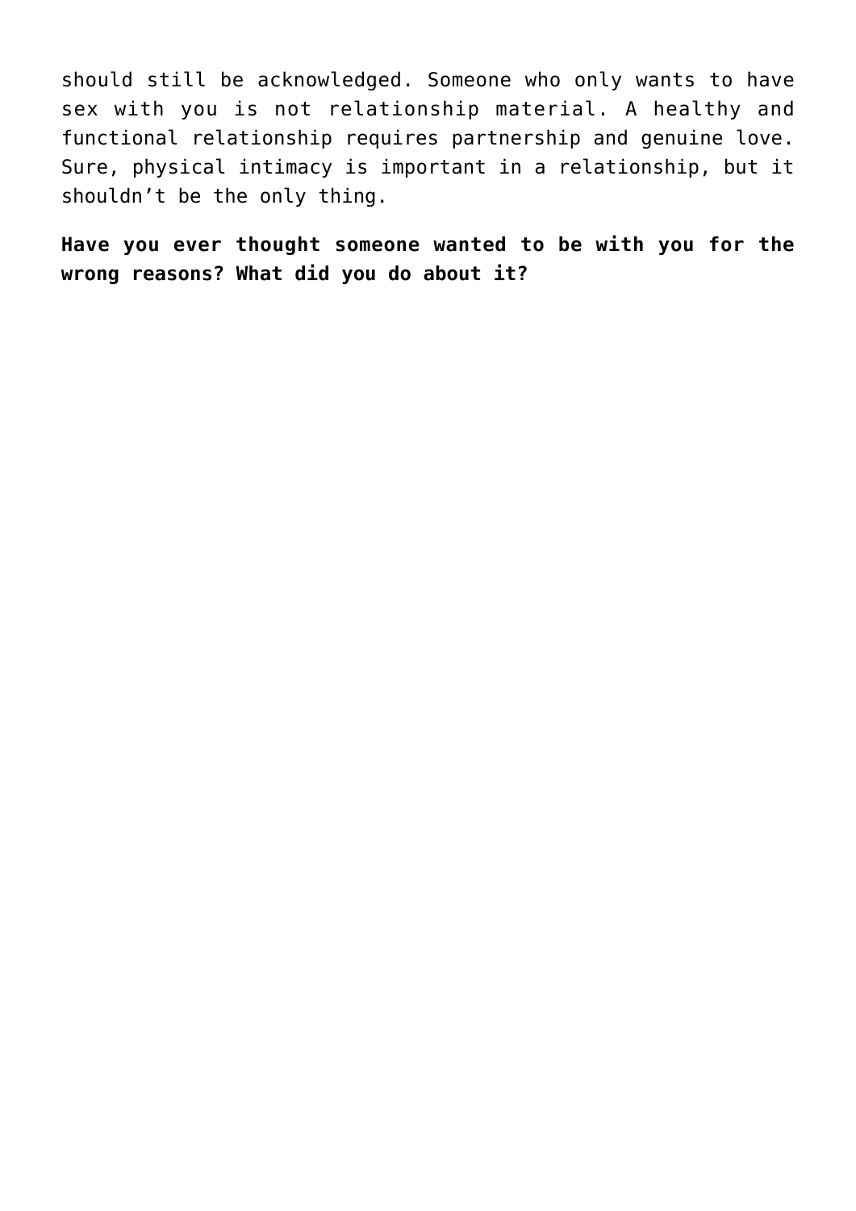should still be acknowledged. Someone who only wants to have sex with you is not relationship material. A healthy and functional relationship requires partnership and genuine love. Sure, physical intimacy is important in a relationship, but it shouldn't be the only thing.

**Have you ever thought someone wanted to be with you for the wrong reasons? What did you do about it?**